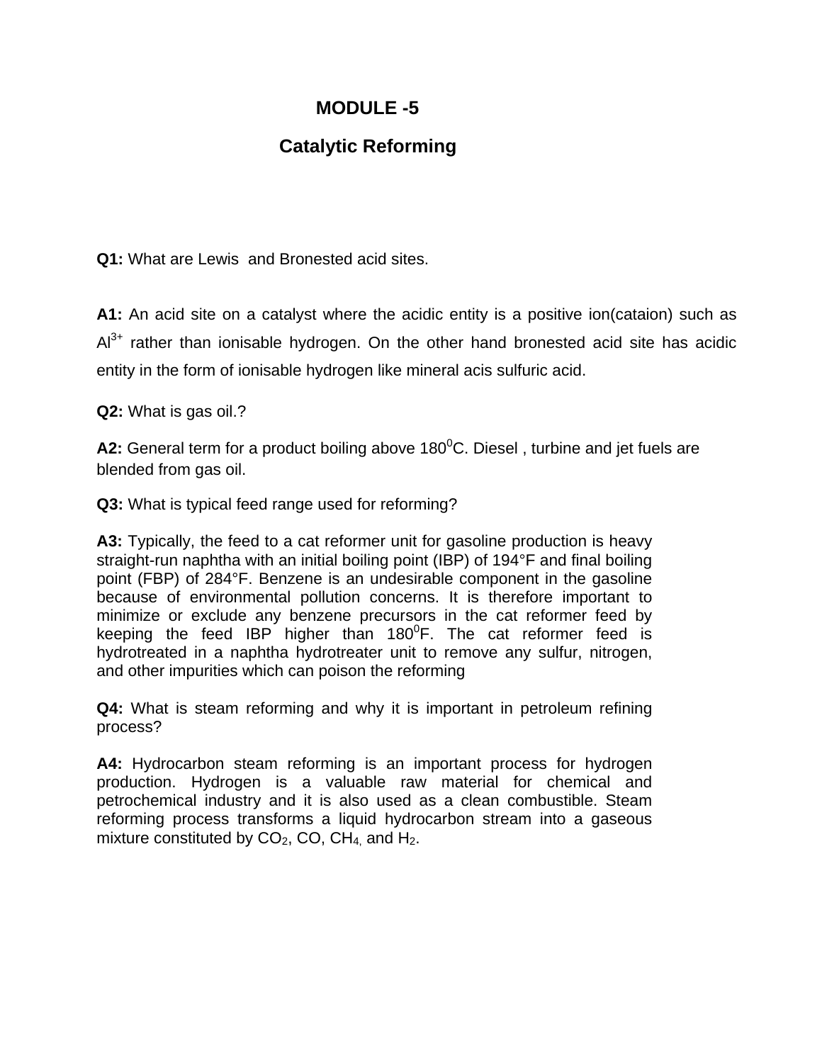# MODULE -5

## Catalytic Reforming

**Q1:** What are Lewis and Bronested acid sites.

**A1:** An acid site on a catalyst where the acidic entity is a positive ion(cataion) such as $Al^{3+}$ rather than ionisable hydrogen. On the other hand bronested acid site has acidic entity in the form of ionisable hydrogen like mineral acis sulfuric acid.

**Q2:** What is gas oil.?

**A2:** General term for a product boiling above $180^0$C. Diesel , turbine and jet fuels are blended from gas oil.

**Q3:** What is typical feed range used for reforming?

**A3:** Typically, the feed to a cat reformer unit for gasoline production is heavy straight-run naphtha with an initial boiling point (IBP) of 194°F and final boiling point (FBP) of 284°F. Benzene is an undesirable component in the gasoline because of environmental pollution concerns. It is therefore important to minimize or exclude any benzene precursors in the cat reformer feed by keeping the feed IBP higher than $180^0$F. The cat reformer feed is hydrotreated in a naphtha hydrotreater unit to remove any sulfur, nitrogen, and other impurities which can poison the reforming

**Q4:** What is steam reforming and why it is important in petroleum refining process?

**A4:** Hydrocarbon steam reforming is an important process for hydrogen production. Hydrogen is a valuable raw material for chemical and petrochemical industry and it is also used as a clean combustible. Steam reforming process transforms a liquid hydrocarbon stream into a gaseous mixture constituted by $CO_2$, CO, $CH_4$, and $H_2$.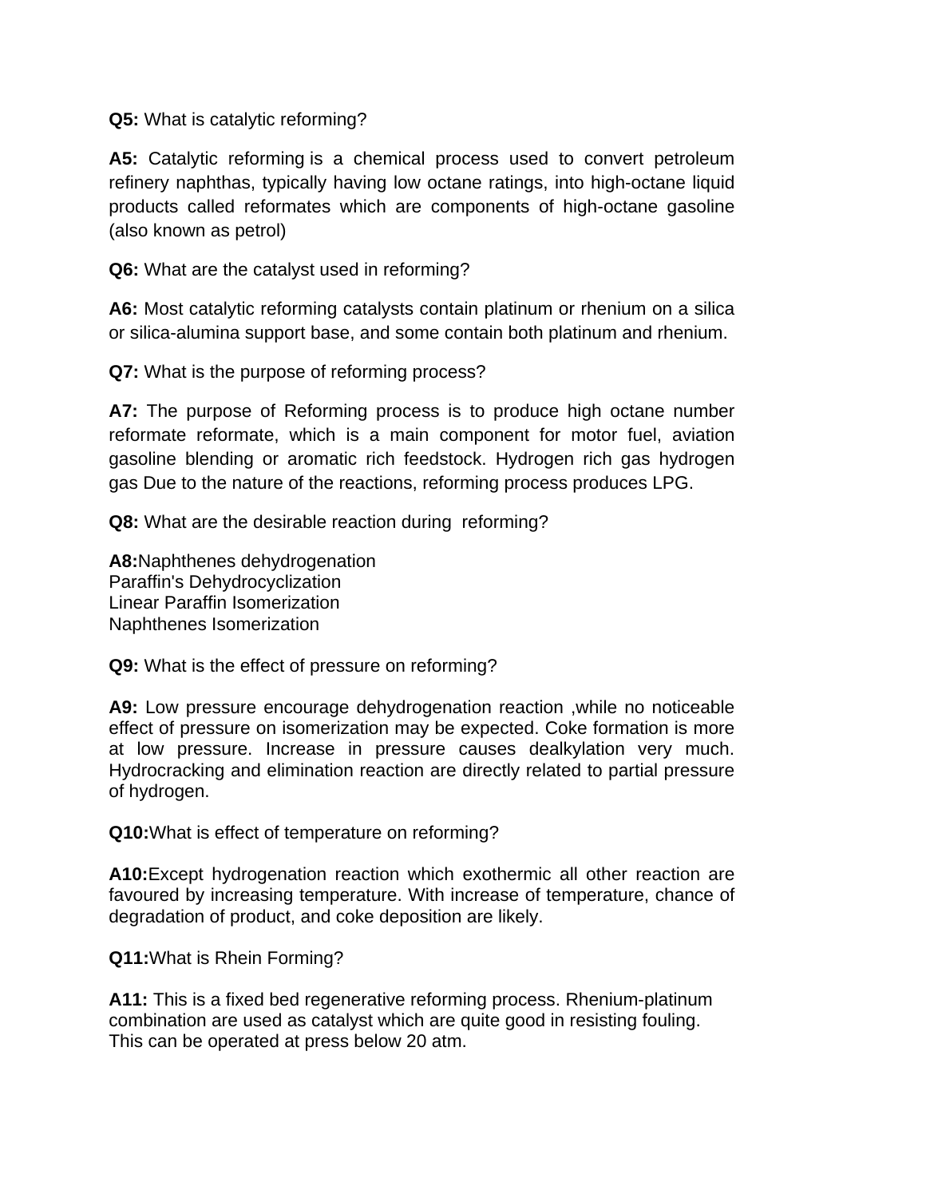**Q5:** What is catalytic reforming?

**A5:** Catalytic reforming is a chemical process used to convert petroleum refinery naphthas, typically having low octane ratings, into high-octane liquid products called reformates which are components of high-octane gasoline (also known as petrol)

**Q6:** What are the catalyst used in reforming?

**A6:** Most catalytic reforming catalysts contain platinum or rhenium on a silica or silica-alumina support base, and some contain both platinum and rhenium.

**Q7:** What is the purpose of reforming process?

**A7:** The purpose of Reforming process is to produce high octane number reformate reformate, which is a main component for motor fuel, aviation gasoline blending or aromatic rich feedstock. Hydrogen rich gas hydrogen gas Due to the nature of the reactions, reforming process produces LPG.

**Q8:** What are the desirable reaction during reforming?

**A8:**Naphthenes dehydrogenation
Paraffin's Dehydrocyclization
Linear Paraffin Isomerization
Naphthenes Isomerization

**Q9:** What is the effect of pressure on reforming?

**A9:** Low pressure encourage dehydrogenation reaction ,while no noticeable effect of pressure on isomerization may be expected. Coke formation is more at low pressure. Increase in pressure causes dealkylation very much. Hydrocracking and elimination reaction are directly related to partial pressure of hydrogen.

**Q10:**What is effect of temperature on reforming?

**A10:**Except hydrogenation reaction which exothermic all other reaction are favoured by increasing temperature. With increase of temperature, chance of degradation of product, and coke deposition are likely.

**Q11:**What is Rhein Forming?

**A11:** This is a fixed bed regenerative reforming process. Rhenium-platinum combination are used as catalyst which are quite good in resisting fouling. This can be operated at press below 20 atm.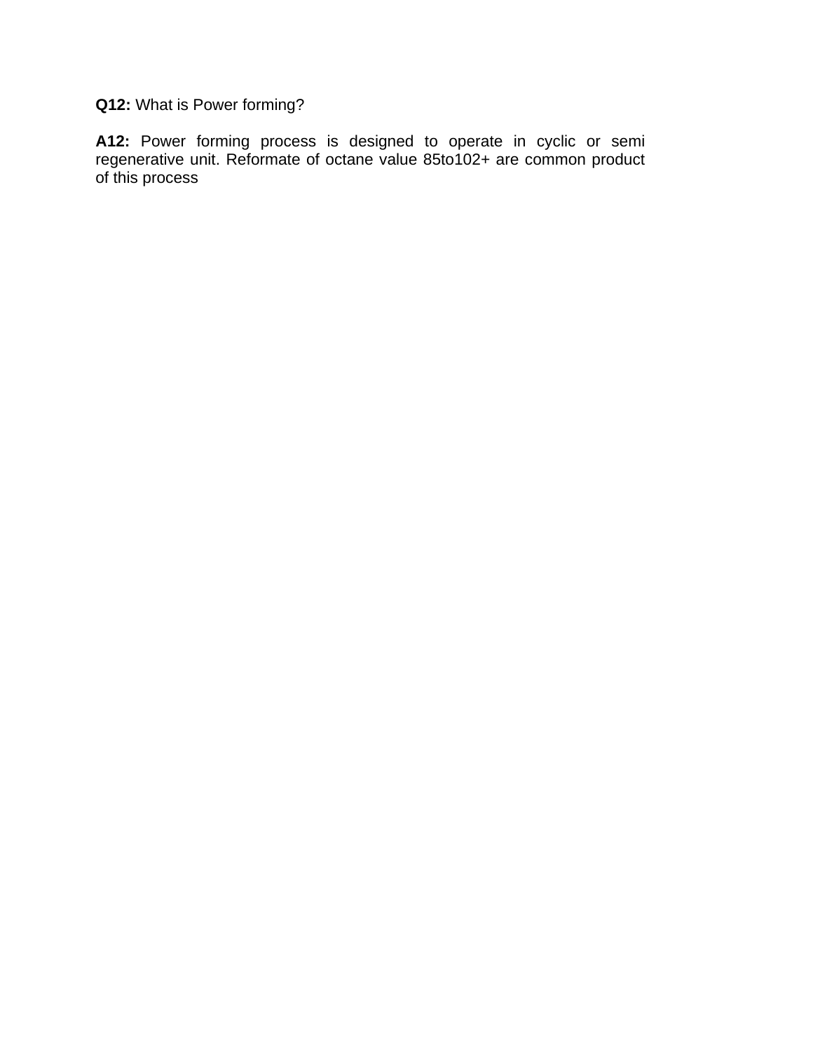**Q12:** What is Power forming?

**A12:** Power forming process is designed to operate in cyclic or semi regenerative unit. Reformate of octane value 85to102+ are common product of this process